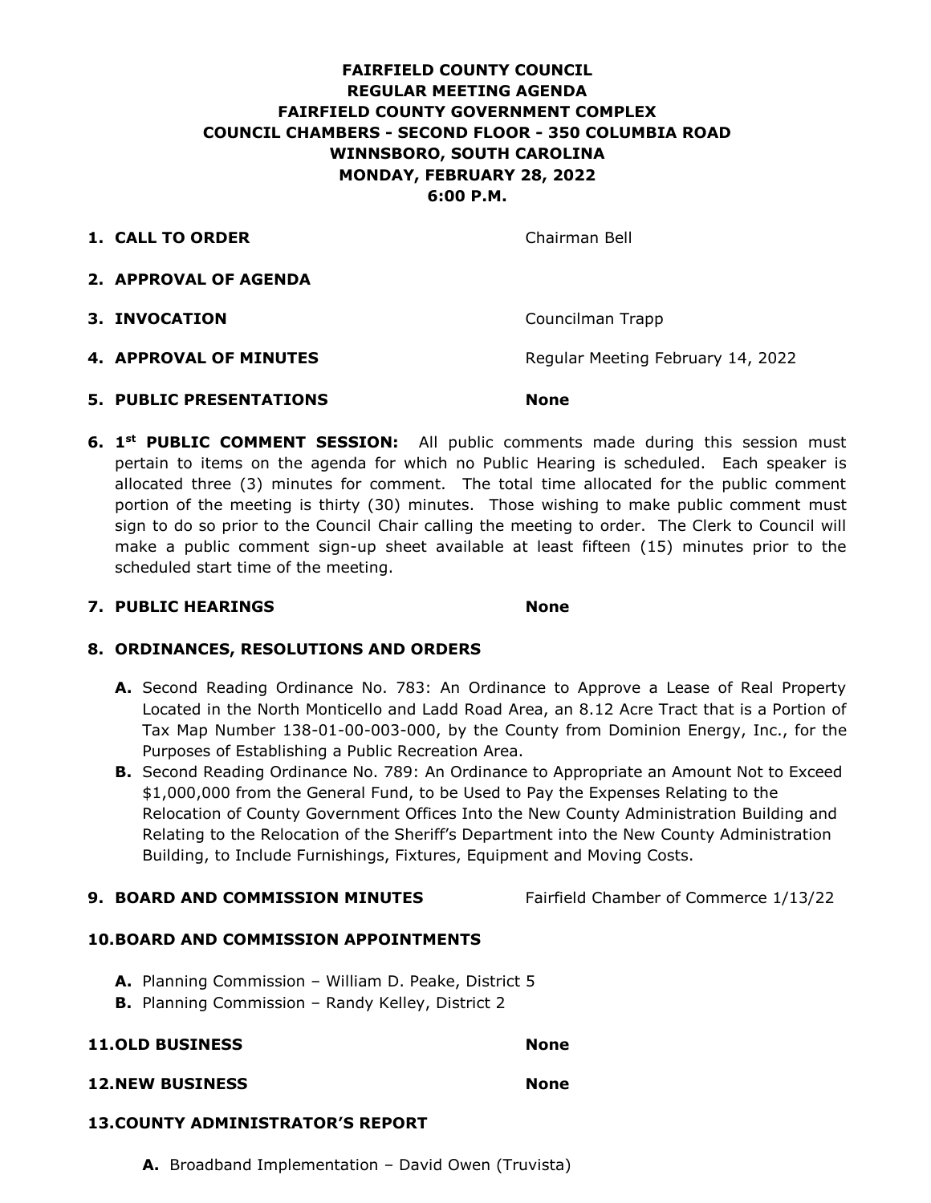# FAIRFIELD COUNTY COUNCIL
## REGULAR MEETING AGENDA
## FAIRFIELD COUNTY GOVERNMENT COMPLEX
## COUNCIL CHAMBERS - SECOND FLOOR - 350 COLUMBIA ROAD
## WINNSBORO, SOUTH CAROLINA
## MONDAY, FEBRUARY 28, 2022
## 6:00 P.M.

1. **CALL TO ORDER** — Chairman Bell

2. **APPROVAL OF AGENDA**

3. **INVOCATION** — Councilman Trapp

4. **APPROVAL OF MINUTES** — Regular Meeting February 14, 2022

5. **PUBLIC PRESENTATIONS** — **None**

6. **1st PUBLIC COMMENT SESSION:** All public comments made during this session must pertain to items on the agenda for which no Public Hearing is scheduled. Each speaker is allocated three (3) minutes for comment. The total time allocated for the public comment portion of the meeting is thirty (30) minutes. Those wishing to make public comment must sign to do so prior to the Council Chair calling the meeting to order. The Clerk to Council will make a public comment sign-up sheet available at least fifteen (15) minutes prior to the scheduled start time of the meeting.

7. **PUBLIC HEARINGS** — **None**

8. **ORDINANCES, RESOLUTIONS AND ORDERS**

   **A.** Second Reading Ordinance No. 783: An Ordinance to Approve a Lease of Real Property Located in the North Monticello and Ladd Road Area, an 8.12 Acre Tract that is a Portion of Tax Map Number 138-01-00-003-000, by the County from Dominion Energy, Inc., for the Purposes of Establishing a Public Recreation Area.

   **B.** Second Reading Ordinance No. 789: An Ordinance to Appropriate an Amount Not to Exceed $1,000,000 from the General Fund, to be Used to Pay the Expenses Relating to the Relocation of County Government Offices Into the New County Administration Building and Relating to the Relocation of the Sheriff's Department into the New County Administration Building, to Include Furnishings, Fixtures, Equipment and Moving Costs.

9. **BOARD AND COMMISSION MINUTES** — Fairfield Chamber of Commerce 1/13/22

10. **BOARD AND COMMISSION APPOINTMENTS**

    **A.** Planning Commission – William D. Peake, District 5

    **B.** Planning Commission – Randy Kelley, District 2

11. **OLD BUSINESS** — **None**

12. **NEW BUSINESS** — **None**

13. **COUNTY ADMINISTRATOR'S REPORT**

    **A.** Broadband Implementation – David Owen (Truvista)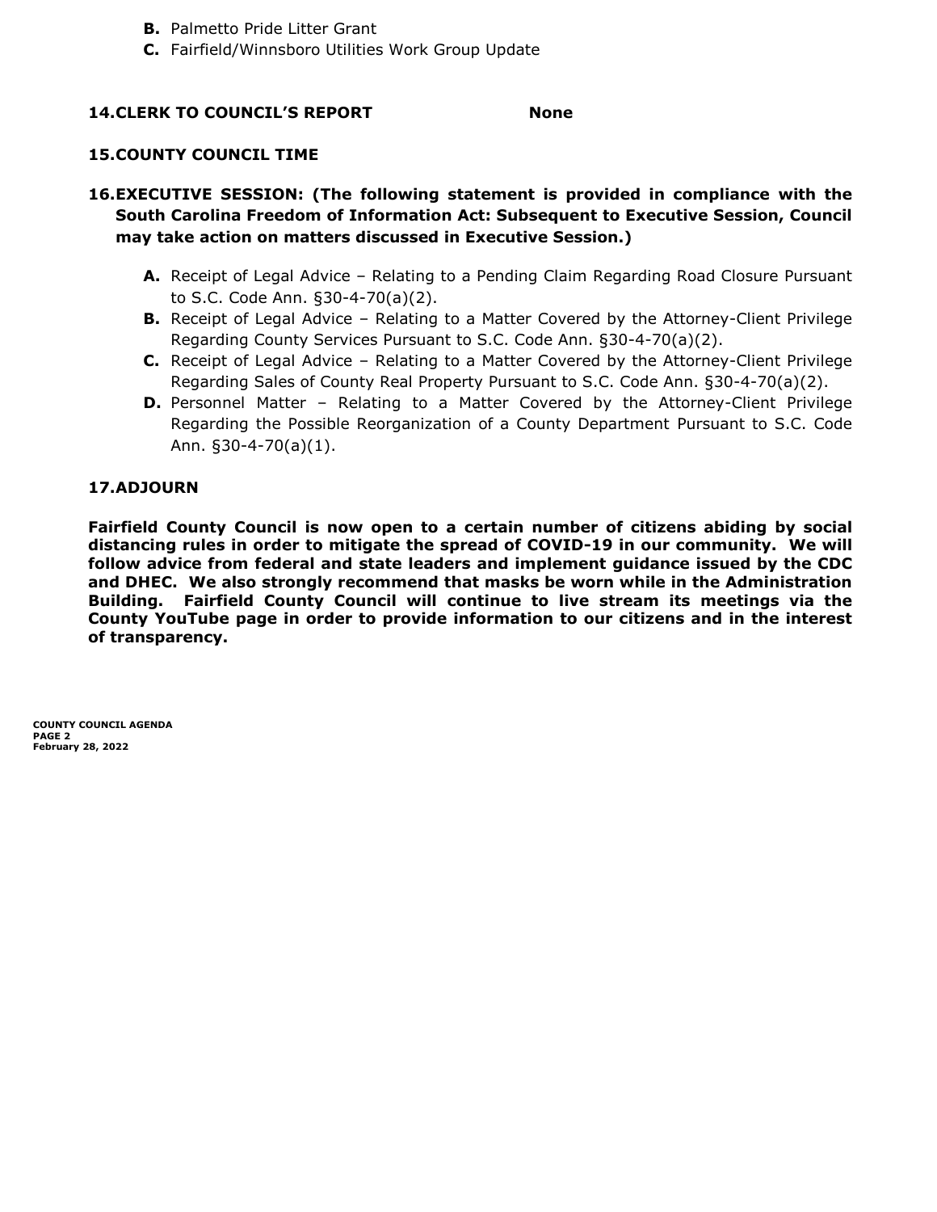- **B.** Palmetto Pride Litter Grant
- **C.** Fairfield/Winnsboro Utilities Work Group Update

**14. CLERK TO COUNCIL'S REPORT** **None**

**15. COUNTY COUNCIL TIME**

**16. EXECUTIVE SESSION: (The following statement is provided in compliance with the South Carolina Freedom of Information Act: Subsequent to Executive Session, Council may take action on matters discussed in Executive Session.)**

- **A.** Receipt of Legal Advice – Relating to a Pending Claim Regarding Road Closure Pursuant to S.C. Code Ann. §30-4-70(a)(2).
- **B.** Receipt of Legal Advice – Relating to a Matter Covered by the Attorney-Client Privilege Regarding County Services Pursuant to S.C. Code Ann. §30-4-70(a)(2).
- **C.** Receipt of Legal Advice – Relating to a Matter Covered by the Attorney-Client Privilege Regarding Sales of County Real Property Pursuant to S.C. Code Ann. §30-4-70(a)(2).
- **D.** Personnel Matter – Relating to a Matter Covered by the Attorney-Client Privilege Regarding the Possible Reorganization of a County Department Pursuant to S.C. Code Ann. §30-4-70(a)(1).

**17. ADJOURN**

**Fairfield County Council is now open to a certain number of citizens abiding by social distancing rules in order to mitigate the spread of COVID-19 in our community. We will follow advice from federal and state leaders and implement guidance issued by the CDC and DHEC. We also strongly recommend that masks be worn while in the Administration Building. Fairfield County Council will continue to live stream its meetings via the County YouTube page in order to provide information to our citizens and in the interest of transparency.**